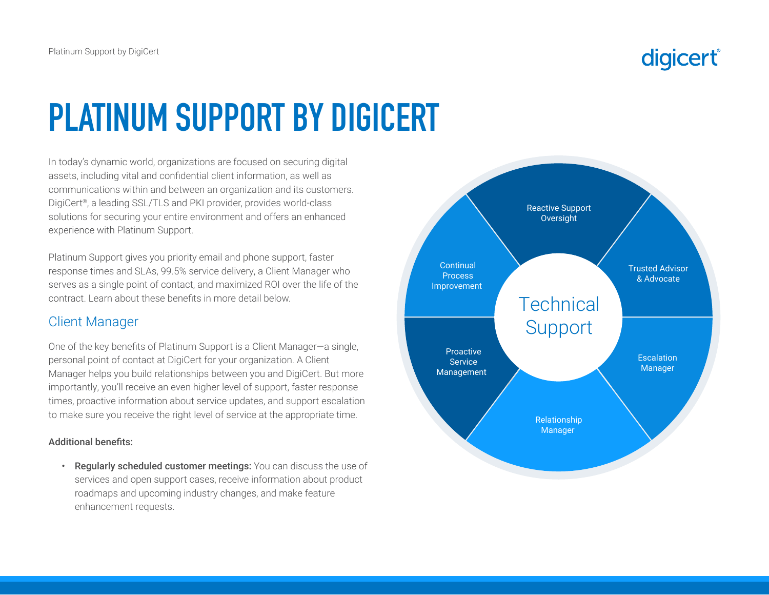# PLATINUM SUPPORT BY DIGICERT

In today's dynamic world, organizations are focused on securing digital assets, including vital and confidential client information, as well as communications within and between an organization and its customers. DigiCert®, a leading SSL/TLS and PKI provider, provides world-class solutions for securing your entire environment and offers an enhanced experience with Platinum Support.

Platinum Support gives you priority email and phone support, faster response times and SLAs, 99.5% service delivery, a Client Manager who serves as a single point of contact, and maximized ROI over the life of the contract. Learn about these benefits in more detail below.

## Client Manager

One of the key benefits of Platinum Support is a Client Manager—a single, personal point of contact at DigiCert for your organization. A Client Manager helps you build relationships between you and DigiCert. But more importantly, you'll receive an even higher level of support, faster response times, proactive information about service updates, and support escalation to make sure you receive the right level of service at the appropriate time.

**Additional benefits:**

- **Regularly scheduled customer meetings:** You can discuss the use of services and open support cases, receive information about product roadmaps and upcoming industry changes, and make feature enhancement requests.

Technical Support

Reactive Support Oversight

Trusted Advisor & Advocate

Escalation Manager

Relationship Manager

Proactive Service Management

Continual Process Improvement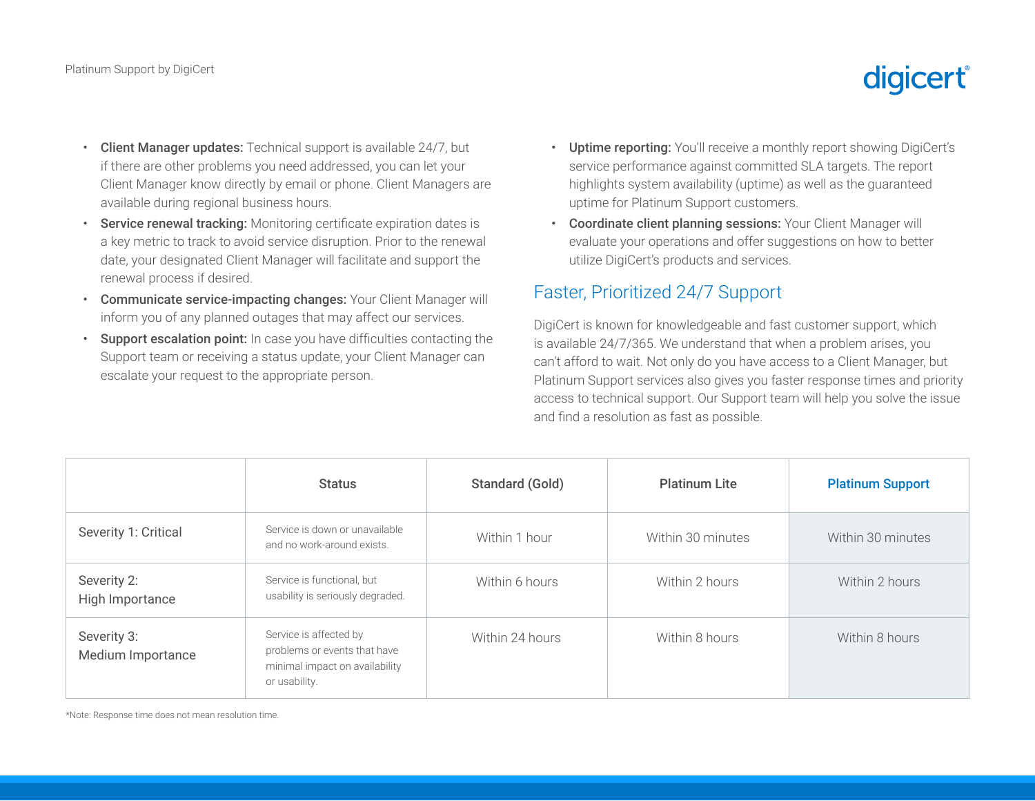- **Client Manager updates:** Technical support is available 24/7, but if there are other problems you need addressed, you can let your Client Manager know directly by email or phone. Client Managers are available during regional business hours.
- **Service renewal tracking:** Monitoring certificate expiration dates is a key metric to track to avoid service disruption. Prior to the renewal date, your designated Client Manager will facilitate and support the renewal process if desired.
- **Communicate service-impacting changes:** Your Client Manager will inform you of any planned outages that may affect our services.
- **Support escalation point:** In case you have difficulties contacting the Support team or receiving a status update, your Client Manager can escalate your request to the appropriate person.
- **Uptime reporting:** You'll receive a monthly report showing DigiCert's service performance against committed SLA targets. The report highlights system availability (uptime) as well as the guaranteed uptime for Platinum Support customers.
- **Coordinate client planning sessions:** Your Client Manager will evaluate your operations and offer suggestions on how to better utilize DigiCert's products and services.

## Faster, Prioritized 24/7 Support

DigiCert is known for knowledgeable and fast customer support, which is available 24/7/365. We understand that when a problem arises, you can't afford to wait. Not only do you have access to a Client Manager, but Platinum Support services also gives you faster response times and priority access to technical support. Our Support team will help you solve the issue and find a resolution as fast as possible.

| | Status | Standard (Gold) | Platinum Lite | Platinum Support |
|---|---|---|---|---|
| Severity 1: Critical | Service is down or unavailable and no work-around exists. | Within 1 hour | Within 30 minutes | Within 30 minutes |
| Severity 2: High Importance | Service is functional, but usability is seriously degraded. | Within 6 hours | Within 2 hours | Within 2 hours |
| Severity 3: Medium Importance | Service is affected by problems or events that have minimal impact on availability or usability. | Within 24 hours | Within 8 hours | Within 8 hours |

*Note: Response time does not mean resolution time.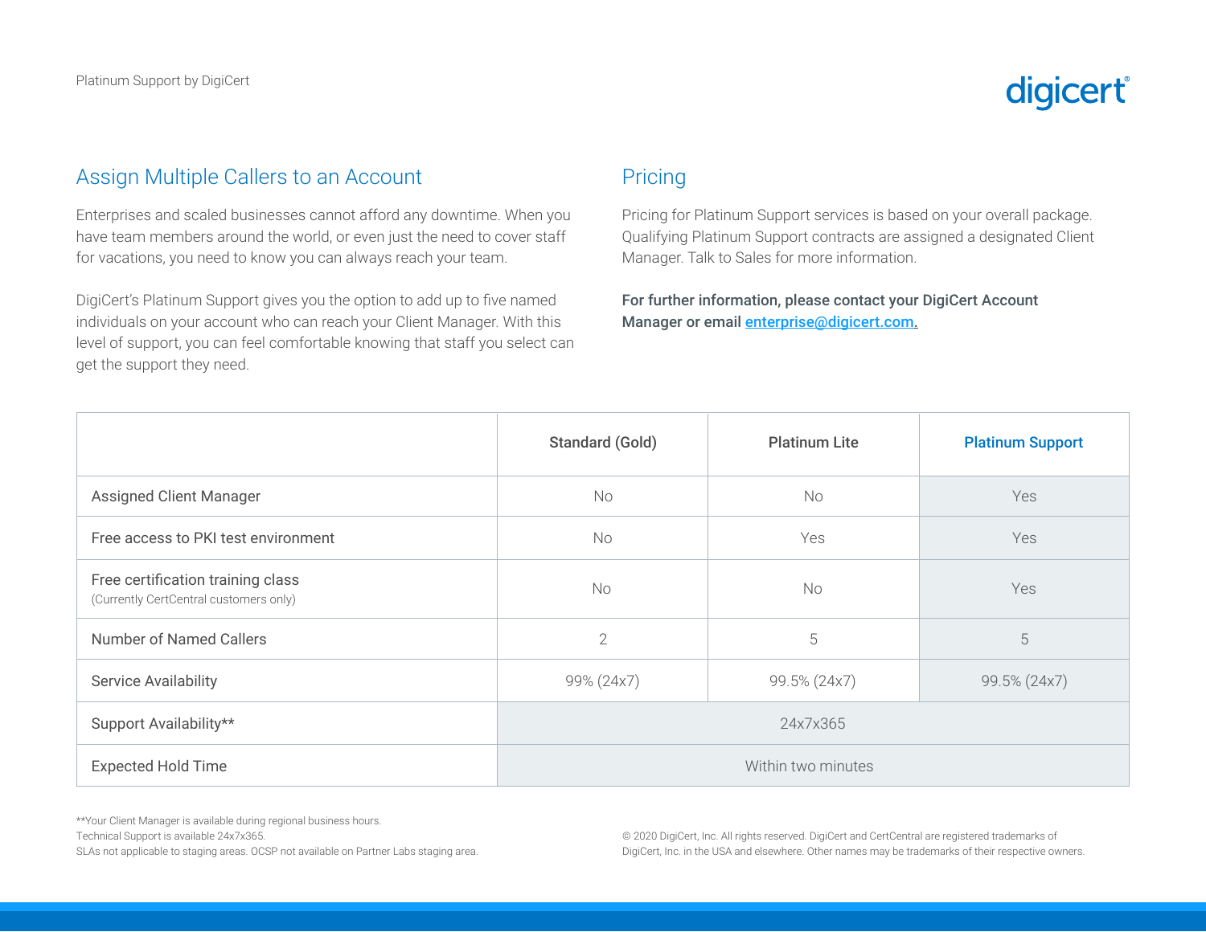## Assign Multiple Callers to an Account

Enterprises and scaled businesses cannot afford any downtime. When you have team members around the world, or even just the need to cover staff for vacations, you need to know you can always reach your team.

DigiCert's Platinum Support gives you the option to add up to five named individuals on your account who can reach your Client Manager. With this level of support, you can feel comfortable knowing that staff you select can get the support they need.

## Pricing

Pricing for Platinum Support services is based on your overall package. Qualifying Platinum Support contracts are assigned a designated Client Manager. Talk to Sales for more information.

**For further information, please contact your DigiCert Account Manager or email enterprise@digicert.com.**

| | Standard (Gold) | Platinum Lite | Platinum Support |
|---|---|---|---|
| Assigned Client Manager | No | No | Yes |
| Free access to PKI test environment | No | Yes | Yes |
| Free certification training class (Currently CertCentral customers only) | No | No | Yes |
| Number of Named Callers | 2 | 5 | 5 |
| Service Availability | 99% (24x7) | 99.5% (24x7) | 99.5% (24x7) |
| Support Availability** | 24x7x365 | | |
| Expected Hold Time | Within two minutes | | |

**Your Client Manager is available during regional business hours.
Technical Support is available 24x7x365.
SLAs not applicable to staging areas. OCSP not available on Partner Labs staging area.

© 2020 DigiCert, Inc. All rights reserved. DigiCert and CertCentral are registered trademarks of DigiCert, Inc. in the USA and elsewhere. Other names may be trademarks of their respective owners.